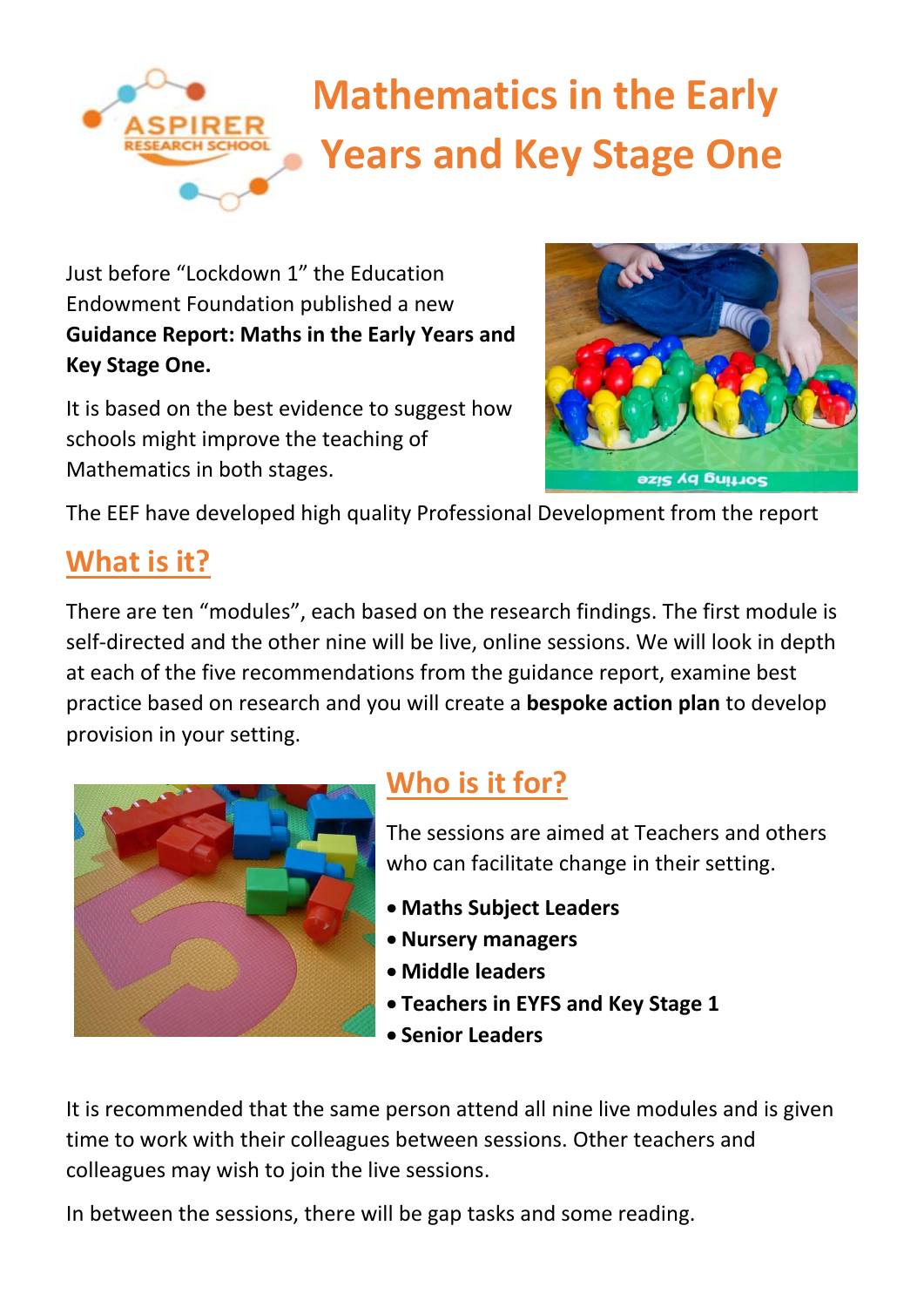# Mathematics in the Early Years and Key Stage One

Just before "Lockdown 1" the Education Endowment Foundation published a new **Guidance Report: Maths in the Early Years and Key Stage One.**

It is based on the best evidence to suggest how schools might improve the teaching of Mathematics in both stages.

The EEF have developed high quality Professional Development from the report

## What is it?

There are ten "modules", each based on the research findings. The first module is self-directed and the other nine will be live, online sessions. We will look in depth at each of the five recommendations from the guidance report, examine best practice based on research and you will create a **bespoke action plan** to develop provision in your setting.

## Who is it for?

The sessions are aimed at Teachers and others who can facilitate change in their setting.

- **Maths Subject Leaders**
- **Nursery managers**
- **Middle leaders**
- **Teachers in EYFS and Key Stage 1**
- **Senior Leaders**

It is recommended that the same person attend all nine live modules and is given time to work with their colleagues between sessions. Other teachers and colleagues may wish to join the live sessions.

In between the sessions, there will be gap tasks and some reading.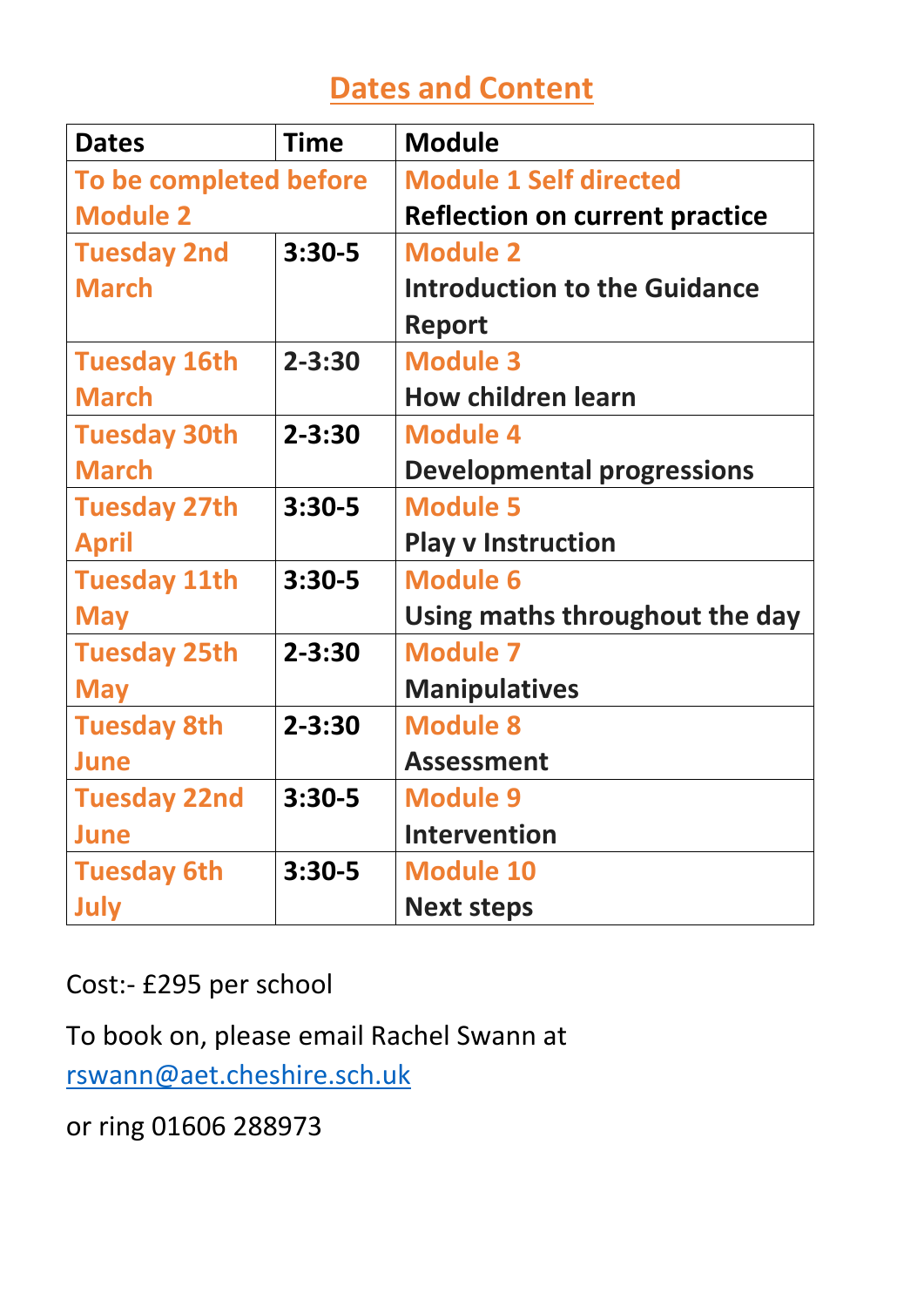## Dates and Content

| Dates | Time | Module |
|---|---|---|
| To be completed before Module 2 | | Module 1 Self directed<br>Reflection on current practice |
| Tuesday 2nd March | 3:30-5 | Module 2<br>Introduction to the Guidance Report |
| Tuesday 16th March | 2-3:30 | Module 3<br>How children learn |
| Tuesday 30th March | 2-3:30 | Module 4<br>Developmental progressions |
| Tuesday 27th April | 3:30-5 | Module 5<br>Play v Instruction |
| Tuesday 11th May | 3:30-5 | Module 6<br>Using maths throughout the day |
| Tuesday 25th May | 2-3:30 | Module 7<br>Manipulatives |
| Tuesday 8th June | 2-3:30 | Module 8<br>Assessment |
| Tuesday 22nd June | 3:30-5 | Module 9<br>Intervention |
| Tuesday 6th July | 3:30-5 | Module 10<br>Next steps |

Cost:- £295 per school

To book on, please email Rachel Swann at rswann@aet.cheshire.sch.uk

or ring 01606 288973